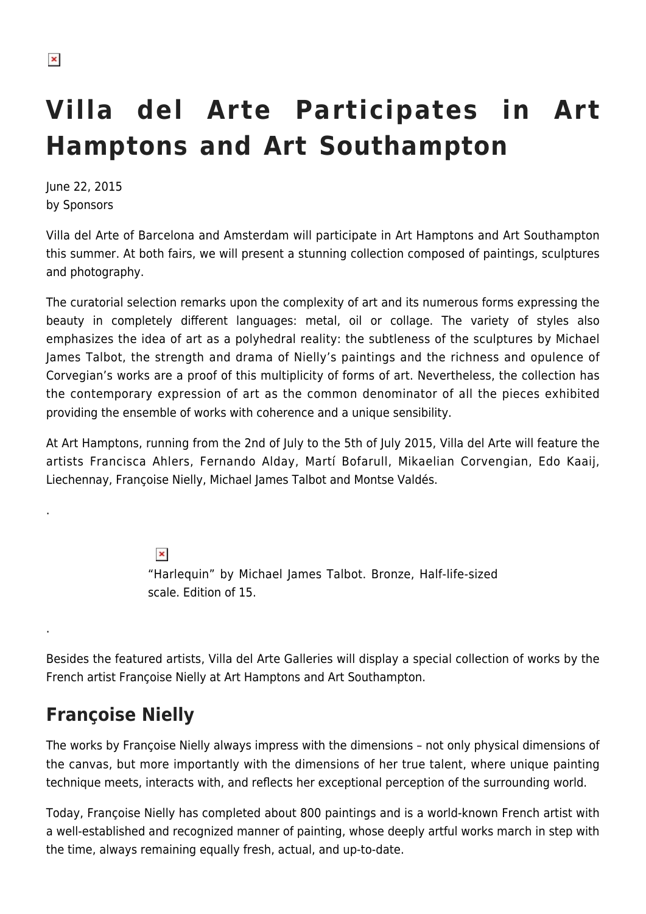# Villa del Arte Participates in Art Hamptons and Art Southampton

June 22, 2015
by Sponsors

Villa del Arte of Barcelona and Amsterdam will participate in Art Hamptons and Art Southampton this summer. At both fairs, we will present a stunning collection composed of paintings, sculptures and photography.

The curatorial selection remarks upon the complexity of art and its numerous forms expressing the beauty in completely different languages: metal, oil or collage. The variety of styles also emphasizes the idea of art as a polyhedral reality: the subtleness of the sculptures by Michael James Talbot, the strength and drama of Nielly's paintings and the richness and opulence of Corvegian's works are a proof of this multiplicity of forms of art. Nevertheless, the collection has the contemporary expression of art as the common denominator of all the pieces exhibited providing the ensemble of works with coherence and a unique sensibility.

At Art Hamptons, running from the 2nd of July to the 5th of July 2015, Villa del Arte will feature the artists Francisca Ahlers, Fernando Alday, Martí Bofarull, Mikaelian Corvengian, Edo Kaaij, Liechennay, Françoise Nielly, Michael James Talbot and Montse Valdés.

.

"Harlequin" by Michael James Talbot. Bronze, Half-life-sized scale. Edition of 15.

.

Besides the featured artists, Villa del Arte Galleries will display a special collection of works by the French artist Françoise Nielly at Art Hamptons and Art Southampton.

## Françoise Nielly

The works by Françoise Nielly always impress with the dimensions – not only physical dimensions of the canvas, but more importantly with the dimensions of her true talent, where unique painting technique meets, interacts with, and reflects her exceptional perception of the surrounding world.

Today, Françoise Nielly has completed about 800 paintings and is a world-known French artist with a well-established and recognized manner of painting, whose deeply artful works march in step with the time, always remaining equally fresh, actual, and up-to-date.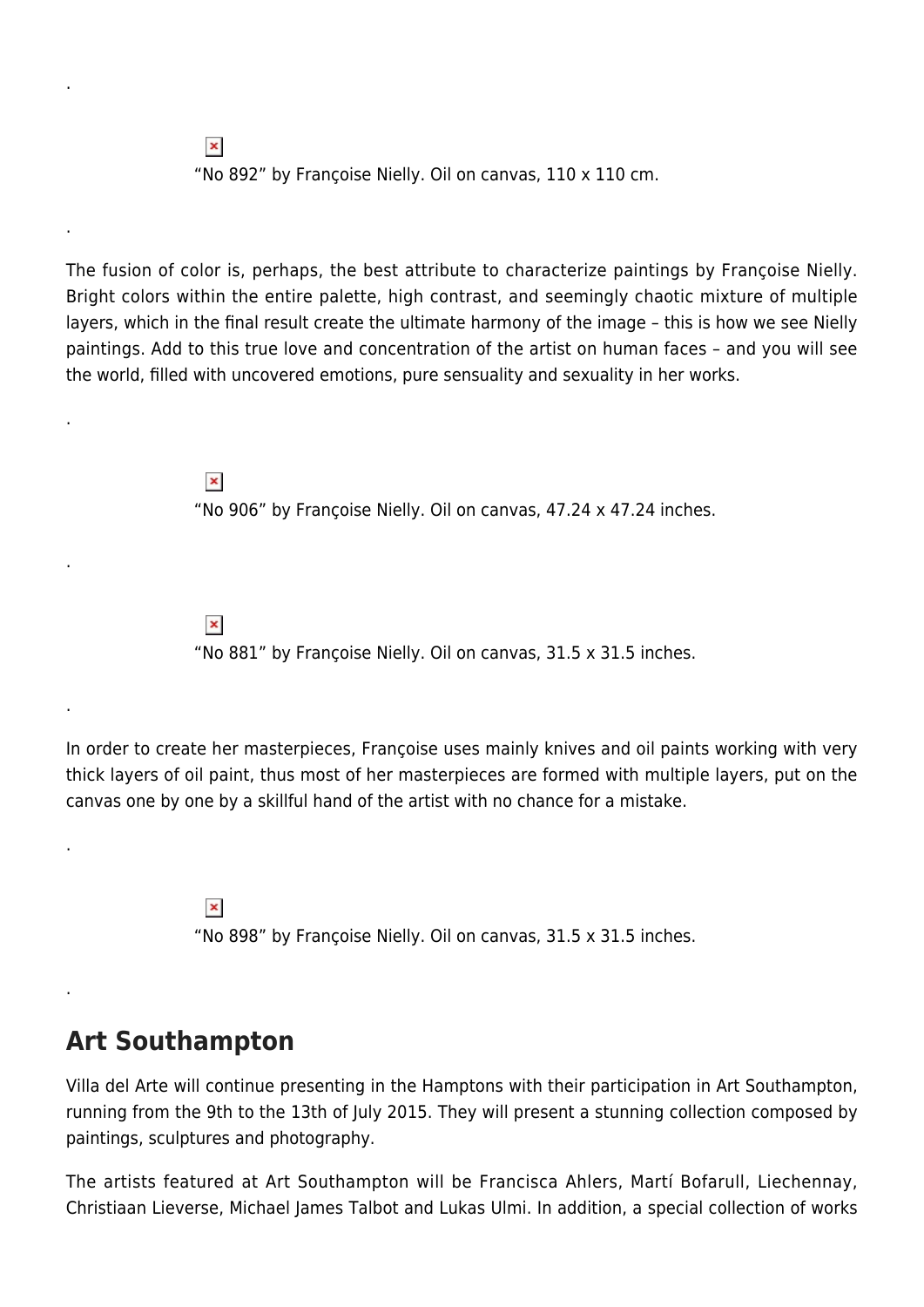.

“No 892” by Françoise Nielly. Oil on canvas, 110 x 110 cm.

.

The fusion of color is, perhaps, the best attribute to characterize paintings by Françoise Nielly. Bright colors within the entire palette, high contrast, and seemingly chaotic mixture of multiple layers, which in the final result create the ultimate harmony of the image – this is how we see Nielly paintings. Add to this true love and concentration of the artist on human faces – and you will see the world, filled with uncovered emotions, pure sensuality and sexuality in her works.

.

“No 906” by Françoise Nielly. Oil on canvas, 47.24 x 47.24 inches.

.

“No 881” by Françoise Nielly. Oil on canvas, 31.5 x 31.5 inches.

.

In order to create her masterpieces, Françoise uses mainly knives and oil paints working with very thick layers of oil paint, thus most of her masterpieces are formed with multiple layers, put on the canvas one by one by a skillful hand of the artist with no chance for a mistake.

.

“No 898” by Françoise Nielly. Oil on canvas, 31.5 x 31.5 inches.

.

## Art Southampton

Villa del Arte will continue presenting in the Hamptons with their participation in Art Southampton, running from the 9th to the 13th of July 2015. They will present a stunning collection composed by paintings, sculptures and photography.

The artists featured at Art Southampton will be Francisca Ahlers, Martí Bofarull, Liechennay, Christiaan Lieverse, Michael James Talbot and Lukas Ulmi. In addition, a special collection of works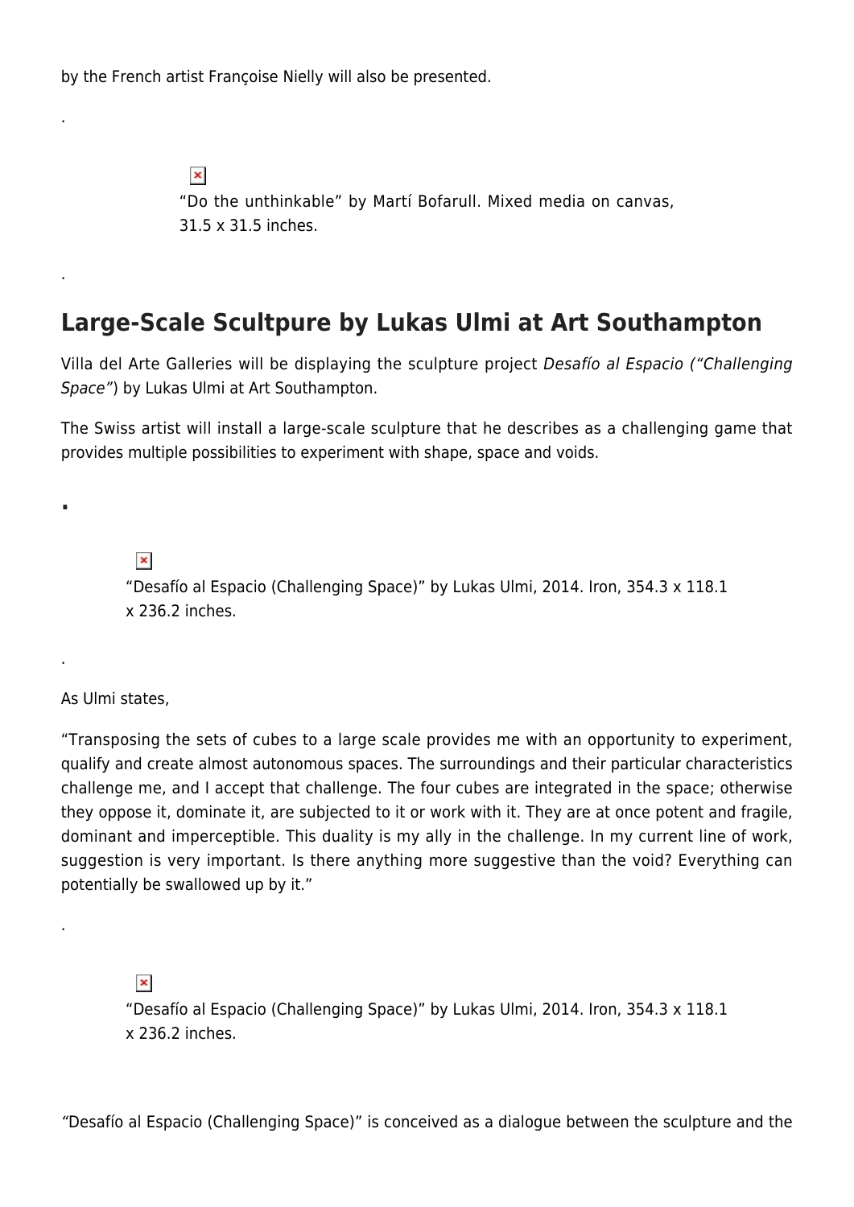by the French artist Françoise Nielly will also be presented.

.

“Do the unthinkable” by Martí Bofarull. Mixed media on canvas, 31.5 x 31.5 inches.

.

## Large-Scale Scultpure by Lukas Ulmi at Art Southampton

Villa del Arte Galleries will be displaying the sculpture project *Desafío al Espacio (“Challenging Space”*) by Lukas Ulmi at Art Southampton.

The Swiss artist will install a large-scale sculpture that he describes as a challenging game that provides multiple possibilities to experiment with shape, space and voids.

.

“Desafío al Espacio (Challenging Space)” by Lukas Ulmi, 2014. Iron, 354.3 x 118.1 x 236.2 inches.

.

As Ulmi states,

“Transposing the sets of cubes to a large scale provides me with an opportunity to experiment, qualify and create almost autonomous spaces. The surroundings and their particular characteristics challenge me, and I accept that challenge. The four cubes are integrated in the space; otherwise they oppose it, dominate it, are subjected to it or work with it. They are at once potent and fragile, dominant and imperceptible. This duality is my ally in the challenge. In my current line of work, suggestion is very important. Is there anything more suggestive than the void? Everything can potentially be swallowed up by it.”

.

“Desafío al Espacio (Challenging Space)” by Lukas Ulmi, 2014. Iron, 354.3 x 118.1 x 236.2 inches.

“Desafío al Espacio (Challenging Space)” is conceived as a dialogue between the sculpture and the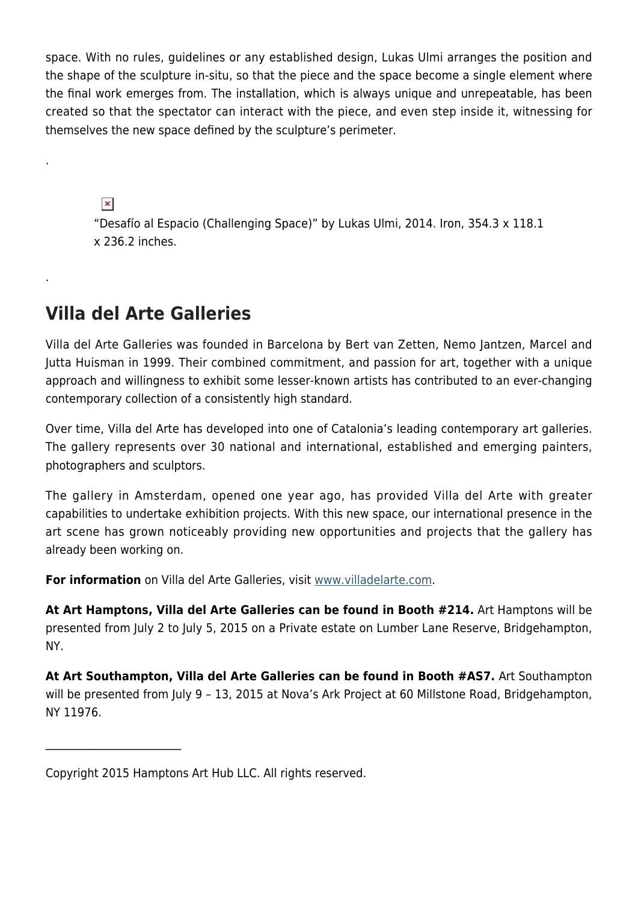space. With no rules, guidelines or any established design, Lukas Ulmi arranges the position and the shape of the sculpture in-situ, so that the piece and the space become a single element where the final work emerges from. The installation, which is always unique and unrepeatable, has been created so that the spectator can interact with the piece, and even step inside it, witnessing for themselves the new space defined by the sculpture's perimeter.

.

"Desafío al Espacio (Challenging Space)" by Lukas Ulmi, 2014. Iron, 354.3 x 118.1 x 236.2 inches.

.

## Villa del Arte Galleries

Villa del Arte Galleries was founded in Barcelona by Bert van Zetten, Nemo Jantzen, Marcel and Jutta Huisman in 1999. Their combined commitment, and passion for art, together with a unique approach and willingness to exhibit some lesser-known artists has contributed to an ever-changing contemporary collection of a consistently high standard.

Over time, Villa del Arte has developed into one of Catalonia's leading contemporary art galleries. The gallery represents over 30 national and international, established and emerging painters, photographers and sculptors.

The gallery in Amsterdam, opened one year ago, has provided Villa del Arte with greater capabilities to undertake exhibition projects. With this new space, our international presence in the art scene has grown noticeably providing new opportunities and projects that the gallery has already been working on.

**For information** on Villa del Arte Galleries, visit www.villadelarte.com.

**At Art Hamptons, Villa del Arte Galleries can be found in Booth #214.** Art Hamptons will be presented from July 2 to July 5, 2015 on a Private estate on Lumber Lane Reserve, Bridgehampton, NY.

**At Art Southampton, Villa del Arte Galleries can be found in Booth #AS7.** Art Southampton will be presented from July 9 – 13, 2015 at Nova's Ark Project at 60 Millstone Road, Bridgehampton, NY 11976.

---

Copyright 2015 Hamptons Art Hub LLC. All rights reserved.